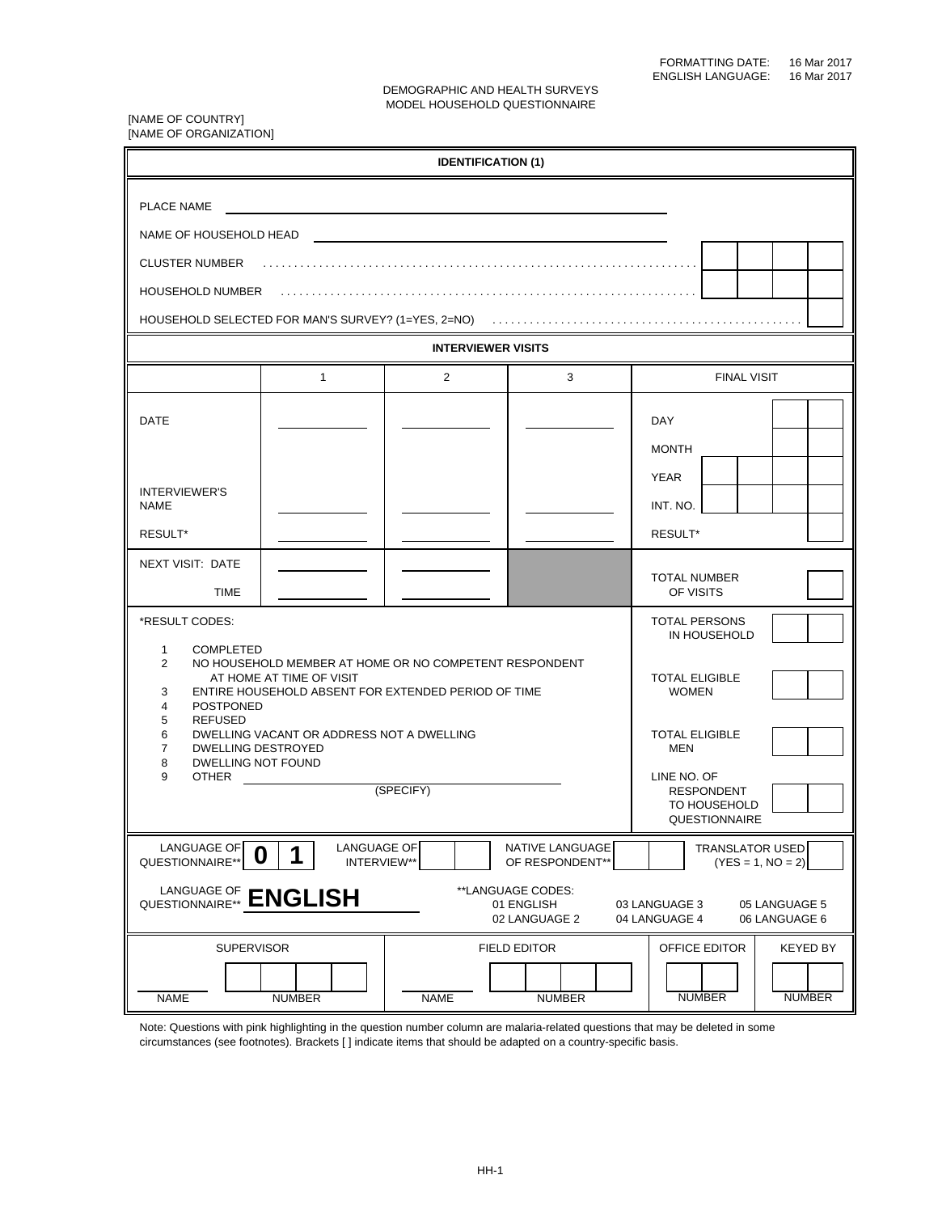FORMATTING DATE: 16 Mar 2017
ENGLISH LANGUAGE: 16 Mar 2017

DEMOGRAPHIC AND HEALTH SURVEYS
MODEL HOUSEHOLD QUESTIONNAIRE

[NAME OF COUNTRY]
[NAME OF ORGANIZATION]

## IDENTIFICATION (1)

PLACE NAME ______________________

NAME OF HOUSEHOLD HEAD ______________________

CLUSTER NUMBER . . . . . . . . . . . . . . . . . . . . [ ][ ][ ][ ]

HOUSEHOLD NUMBER . . . . . . . . . . . . . . . . . . . . [ ][ ][ ][ ]

HOUSEHOLD SELECTED FOR MAN'S SURVEY? (1=YES, 2=NO) . . . . . . . . . . [ ]

## INTERVIEWER VISITS

| | 1 | 2 | 3 | FINAL VISIT |
|---|---|---|---|---|
| DATE | ________ | ________ | ________ | DAY [ ][ ] |
| | | | | MONTH [ ][ ] |
| | | | | YEAR [ ][ ][ ][ ] |
| INTERVIEWER'S NAME | ________ | ________ | ________ | INT. NO. [ ][ ][ ][ ] |
| RESULT* | ________ | ________ | ________ | RESULT* [ ] |
| NEXT VISIT: DATE | ________ | ________ | | TOTAL NUMBER OF VISITS [ ] |
| TIME | ________ | ________ | | |

*RESULT CODES:

1. COMPLETED
2. NO HOUSEHOLD MEMBER AT HOME OR NO COMPETENT RESPONDENT AT HOME AT TIME OF VISIT
3. ENTIRE HOUSEHOLD ABSENT FOR EXTENDED PERIOD OF TIME
4. POSTPONED
5. REFUSED
6. DWELLING VACANT OR ADDRESS NOT A DWELLING
7. DWELLING DESTROYED
8. DWELLING NOT FOUND
9. OTHER ______________________ (SPECIFY)

TOTAL PERSONS IN HOUSEHOLD [ ][ ]

TOTAL ELIGIBLE WOMEN [ ][ ]

TOTAL ELIGIBLE MEN [ ][ ]

LINE NO. OF RESPONDENT TO HOUSEHOLD QUESTIONNAIRE [ ][ ]

LANGUAGE OF QUESTIONNAIRE** [0][1] LANGUAGE OF INTERVIEW** [ ][ ] NATIVE LANGUAGE OF RESPONDENT** [ ][ ] TRANSLATOR USED (YES = 1, NO = 2) [ ]

LANGUAGE OF QUESTIONNAIRE** **ENGLISH**

**LANGUAGE CODES:
01 ENGLISH
02 LANGUAGE 2
03 LANGUAGE 3
04 LANGUAGE 4
05 LANGUAGE 5
06 LANGUAGE 6

| SUPERVISOR | | FIELD EDITOR | | OFFICE EDITOR | KEYED BY |
|---|---|---|---|---|---|
| NAME | NUMBER [ ][ ][ ] | NAME | NUMBER [ ][ ][ ] | NUMBER [ ][ ] | NUMBER [ ][ ] |

Note: Questions with pink highlighting in the question number column are malaria-related questions that may be deleted in some circumstances (see footnotes). Brackets [ ] indicate items that should be adapted on a country-specific basis.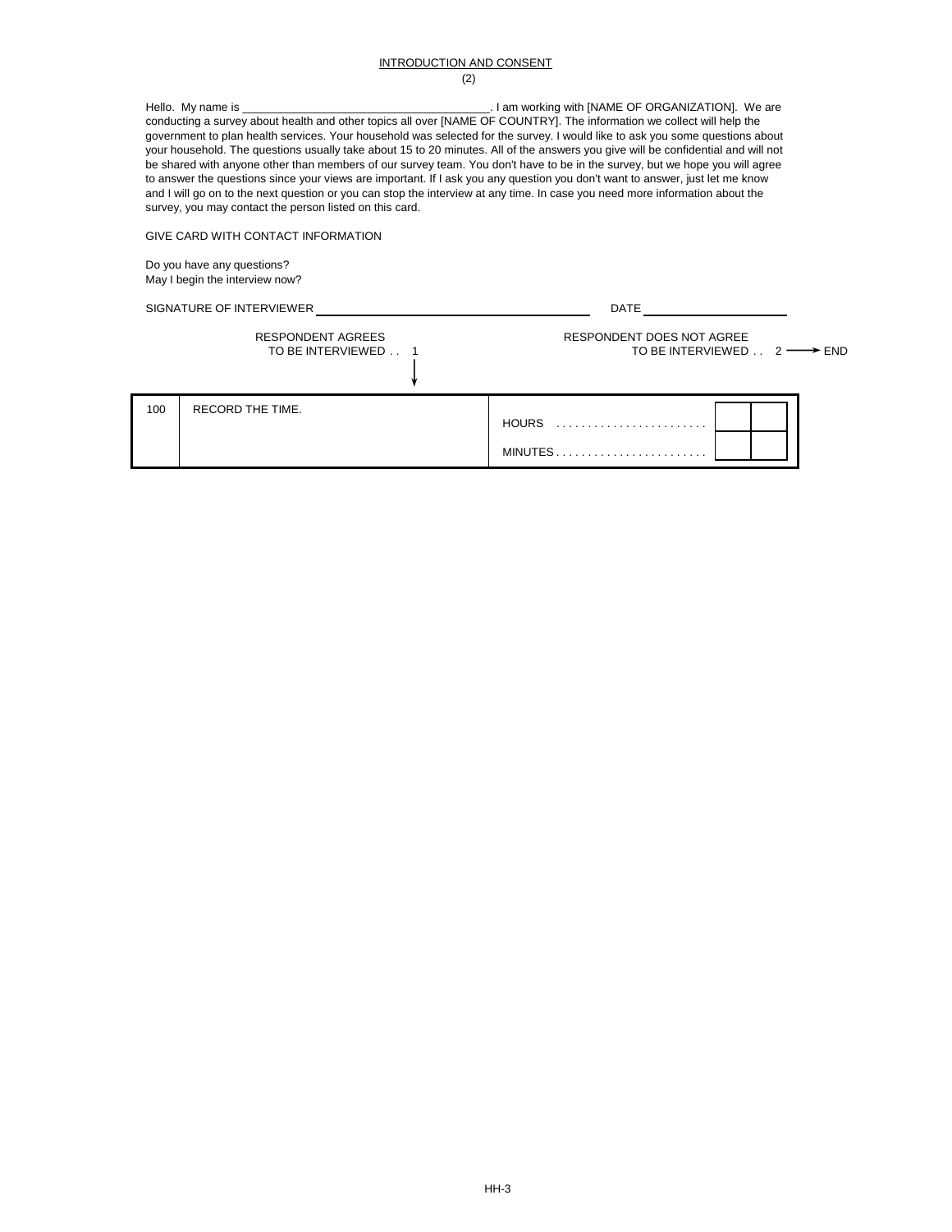## INTRODUCTION AND CONSENT

(2)

Hello. My name is ______________________________________. I am working with [NAME OF ORGANIZATION]. We are conducting a survey about health and other topics all over [NAME OF COUNTRY]. The information we collect will help the government to plan health services. Your household was selected for the survey. I would like to ask you some questions about your household. The questions usually take about 15 to 20 minutes. All of the answers you give will be confidential and will not be shared with anyone other than members of our survey team. You don't have to be in the survey, but we hope you will agree to answer the questions since your views are important. If I ask you any question you don't want to answer, just let me know and I will go on to the next question or you can stop the interview at any time. In case you need more information about the survey, you may contact the person listed on this card.

GIVE CARD WITH CONTACT INFORMATION

Do you have any questions?
May I begin the interview now?

SIGNATURE OF INTERVIEWER ______________________________ DATE ____________________

RESPONDENT AGREES TO BE INTERVIEWED . . 1 ↓

RESPONDENT DOES NOT AGREE TO BE INTERVIEWED . . 2 → END

| 100 | RECORD THE TIME. | HOURS . . . . . . . . . . . . . . . . . . . . . . . . [ ][ ] <br> MINUTES . . . . . . . . . . . . . . . . . . . . . . . . [ ][ ] |
|---|---|---|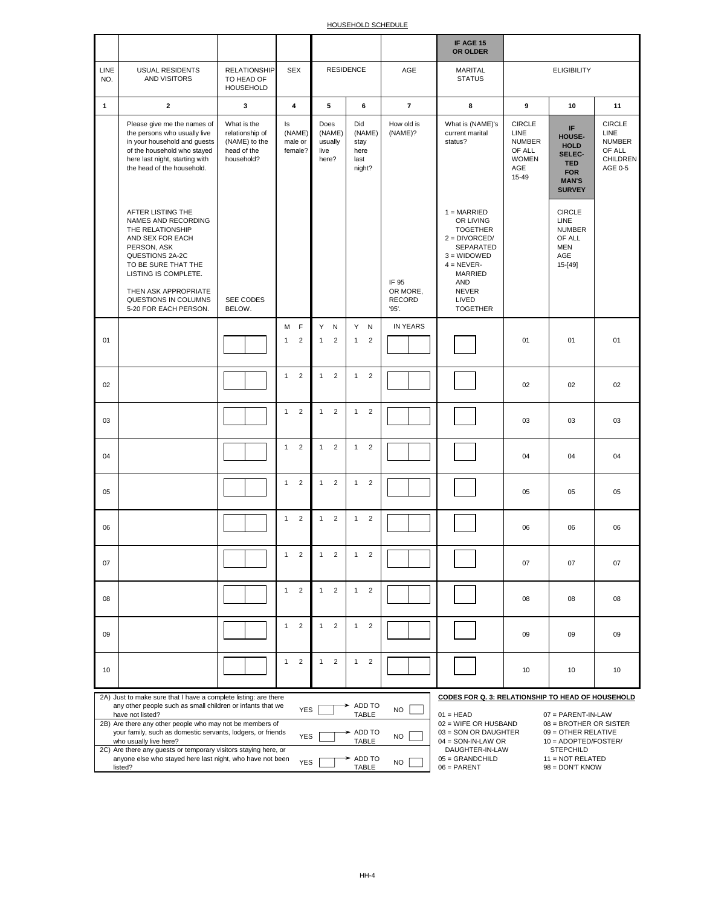HOUSEHOLD SCHEDULE

| | | | | | | | IF AGE 15 OR OLDER | | | |
|---|---|---|---|---|---|---|---|---|---|---|
| LINE NO. | USUAL RESIDENTS AND VISITORS | RELATIONSHIP TO HEAD OF HOUSEHOLD | SEX | RESIDENCE | | AGE | MARITAL STATUS | ELIGIBILITY | | |
| 1 | 2 | 3 | 4 | 5 | 6 | 7 | 8 | 9 | 10 | 11 |
| | Please give me the names of the persons who usually live in your household and guests of the household who stayed here last night, starting with the head of the household.<br><br>AFTER LISTING THE NAMES AND RECORDING THE RELATIONSHIP AND SEX FOR EACH PERSON, ASK QUESTIONS 2A-2C TO BE SURE THAT THE LISTING IS COMPLETE.<br><br>THEN ASK APPROPRIATE QUESTIONS IN COLUMNS 5-20 FOR EACH PERSON. | What is the relationship of (NAME) to the head of the household?<br><br>SEE CODES BELOW. | Is (NAME) male or female? | Does (NAME) usually live here? | Did (NAME) stay here last night? | How old is (NAME)?<br><br>IF 95 OR MORE, RECORD '95'. | What is (NAME)'s current marital status?<br><br>1 = MARRIED OR LIVING TOGETHER<br>2 = DIVORCED/ SEPARATED<br>3 = WIDOWED<br>4 = NEVER-MARRIED AND NEVER LIVED TOGETHER | CIRCLE LINE NUMBER OF ALL WOMEN AGE 15-49 | **IF HOUSE-HOLD SELEC-TED FOR MAN'S SURVEY**<br><br>CIRCLE LINE NUMBER OF ALL MEN AGE 15-[49] | CIRCLE LINE NUMBER OF ALL CHILDREN AGE 0-5 |
| | | | M F | Y N | Y N | IN YEARS | | | | |
| 01 | | | 1 2 | 1 2 | 1 2 | | | 01 | 01 | 01 |
| 02 | | | 1 2 | 1 2 | 1 2 | | | 02 | 02 | 02 |
| 03 | | | 1 2 | 1 2 | 1 2 | | | 03 | 03 | 03 |
| 04 | | | 1 2 | 1 2 | 1 2 | | | 04 | 04 | 04 |
| 05 | | | 1 2 | 1 2 | 1 2 | | | 05 | 05 | 05 |
| 06 | | | 1 2 | 1 2 | 1 2 | | | 06 | 06 | 06 |
| 07 | | | 1 2 | 1 2 | 1 2 | | | 07 | 07 | 07 |
| 08 | | | 1 2 | 1 2 | 1 2 | | | 08 | 08 | 08 |
| 09 | | | 1 2 | 1 2 | 1 2 | | | 09 | 09 | 09 |
| 10 | | | 1 2 | 1 2 | 1 2 | | | 10 | 10 | 10 |

2A) Just to make sure that I have a complete listing: are there any other people such as small children or infants that we have not listed? YES [ ] → ADD TO TABLE NO [ ]

2B) Are there any other people who may not be members of your family, such as domestic servants, lodgers, or friends who usually live here? YES [ ] → ADD TO TABLE NO [ ]

2C) Are there any guests or temporary visitors staying here, or anyone else who stayed here last night, who have not been listed? YES [ ] → ADD TO TABLE NO [ ]

**CODES FOR Q. 3: RELATIONSHIP TO HEAD OF HOUSEHOLD**

01 = HEAD
02 = WIFE OR HUSBAND
03 = SON OR DAUGHTER
04 = SON-IN-LAW OR DAUGHTER-IN-LAW
05 = GRANDCHILD
06 = PARENT
07 = PARENT-IN-LAW
08 = BROTHER OR SISTER
09 = OTHER RELATIVE
10 = ADOPTED/FOSTER/ STEPCHILD
11 = NOT RELATED
98 = DON'T KNOW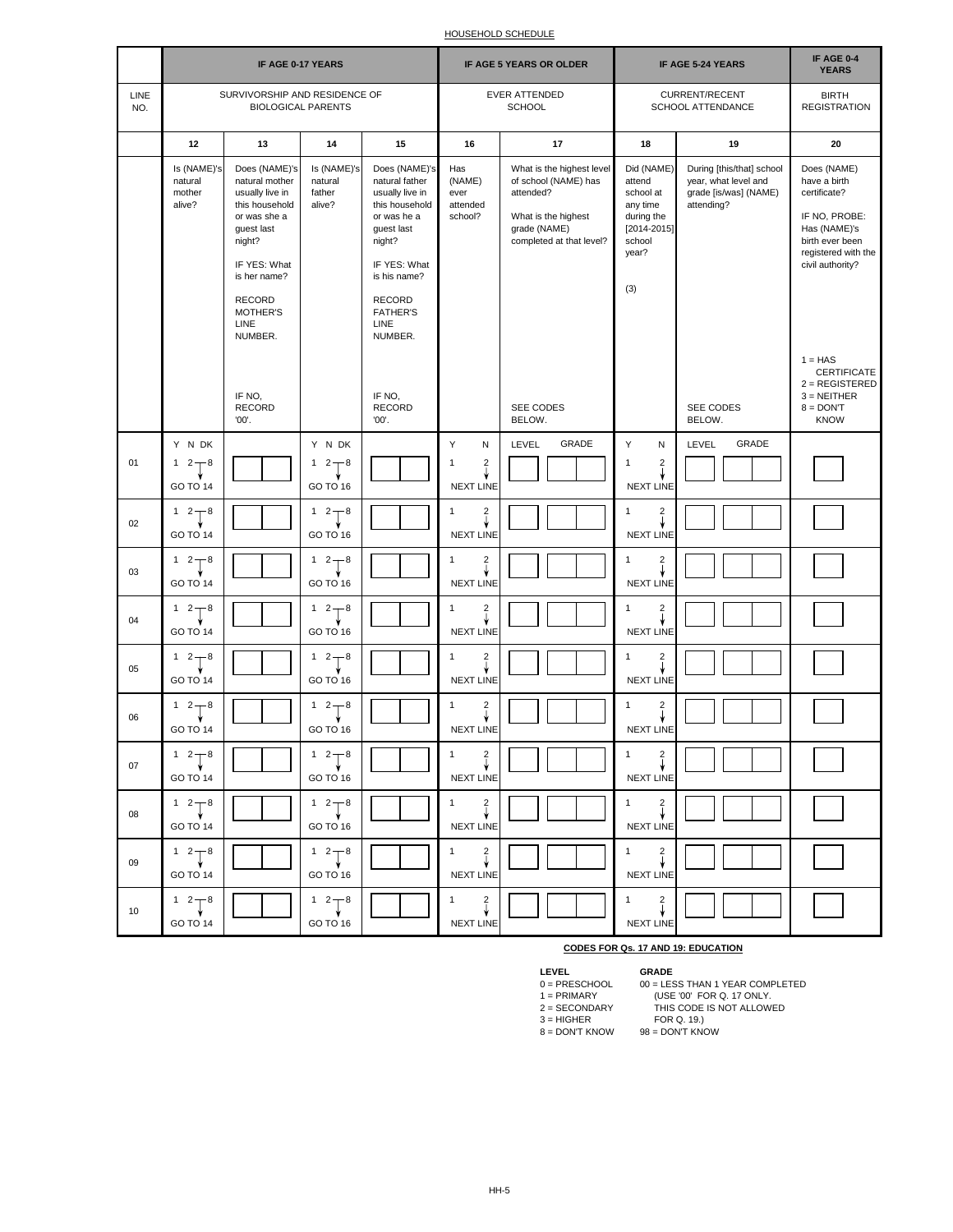HOUSEHOLD SCHEDULE

| | IF AGE 0-17 YEARS | | | | IF AGE 5 YEARS OR OLDER | | IF AGE 5-24 YEARS | | IF AGE 0-4 YEARS |
|---|---|---|---|---|---|---|---|---|---|
| LINE NO. | SURVIVORSHIP AND RESIDENCE OF BIOLOGICAL PARENTS | | | | EVER ATTENDED SCHOOL | | CURRENT/RECENT SCHOOL ATTENDANCE | | BIRTH REGISTRATION |
| | 12 | 13 | 14 | 15 | 16 | 17 | 18 | 19 | 20 |
| | Is (NAME)'s natural mother alive? | Does (NAME)'s natural mother usually live in this household or was she a guest last night?<br><br>IF YES: What is her name?<br><br>RECORD MOTHER'S LINE NUMBER.<br><br>IF NO, RECORD '00'. | Is (NAME)'s natural father alive? | Does (NAME)'s natural father usually live in this household or was he a guest last night?<br><br>IF YES: What is his name?<br><br>RECORD FATHER'S LINE NUMBER.<br><br>IF NO, RECORD '00'. | Has (NAME) ever attended school? | What is the highest level of school (NAME) has attended?<br><br>What is the highest grade (NAME) completed at that level?<br><br>SEE CODES BELOW. | Did (NAME) attend school at any time during the [2014-2015] school year?<br><br>(3) | During [this/that] school year, what level and grade [is/was] (NAME) attending?<br><br>SEE CODES BELOW. | Does (NAME) have a birth certificate?<br><br>IF NO, PROBE: Has (NAME)'s birth ever been registered with the civil authority?<br><br>1 = HAS CERTIFICATE<br>2 = REGISTERED<br>3 = NEITHER<br>8 = DON'T KNOW |
| 01 | Y N DK<br>1 2 8<br>GO TO 14 | | Y N DK<br>1 2 8<br>GO TO 16 | | Y N<br>1 2<br>NEXT LINE | LEVEL GRADE | Y N<br>1 2<br>NEXT LINE | LEVEL GRADE | |
| 02 | 1 2 8<br>GO TO 14 | | 1 2 8<br>GO TO 16 | | 1 2<br>NEXT LINE | | 1 2<br>NEXT LINE | | |
| 03 | 1 2 8<br>GO TO 14 | | 1 2 8<br>GO TO 16 | | 1 2<br>NEXT LINE | | 1 2<br>NEXT LINE | | |
| 04 | 1 2 8<br>GO TO 14 | | 1 2 8<br>GO TO 16 | | 1 2<br>NEXT LINE | | 1 2<br>NEXT LINE | | |
| 05 | 1 2 8<br>GO TO 14 | | 1 2 8<br>GO TO 16 | | 1 2<br>NEXT LINE | | 1 2<br>NEXT LINE | | |
| 06 | 1 2 8<br>GO TO 14 | | 1 2 8<br>GO TO 16 | | 1 2<br>NEXT LINE | | 1 2<br>NEXT LINE | | |
| 07 | 1 2 8<br>GO TO 14 | | 1 2 8<br>GO TO 16 | | 1 2<br>NEXT LINE | | 1 2<br>NEXT LINE | | |
| 08 | 1 2 8<br>GO TO 14 | | 1 2 8<br>GO TO 16 | | 1 2<br>NEXT LINE | | 1 2<br>NEXT LINE | | |
| 09 | 1 2 8<br>GO TO 14 | | 1 2 8<br>GO TO 16 | | 1 2<br>NEXT LINE | | 1 2<br>NEXT LINE | | |
| 10 | 1 2 8<br>GO TO 14 | | 1 2 8<br>GO TO 16 | | 1 2<br>NEXT LINE | | 1 2<br>NEXT LINE | | |

**CODES FOR Qs. 17 AND 19: EDUCATION**

| LEVEL | GRADE |
|---|---|
| 0 = PRESCHOOL | 00 = LESS THAN 1 YEAR COMPLETED |
| 1 = PRIMARY | (USE '00' FOR Q. 17 ONLY. |
| 2 = SECONDARY | THIS CODE IS NOT ALLOWED |
| 3 = HIGHER | FOR Q. 19.) |
| 8 = DON'T KNOW | 98 = DON'T KNOW |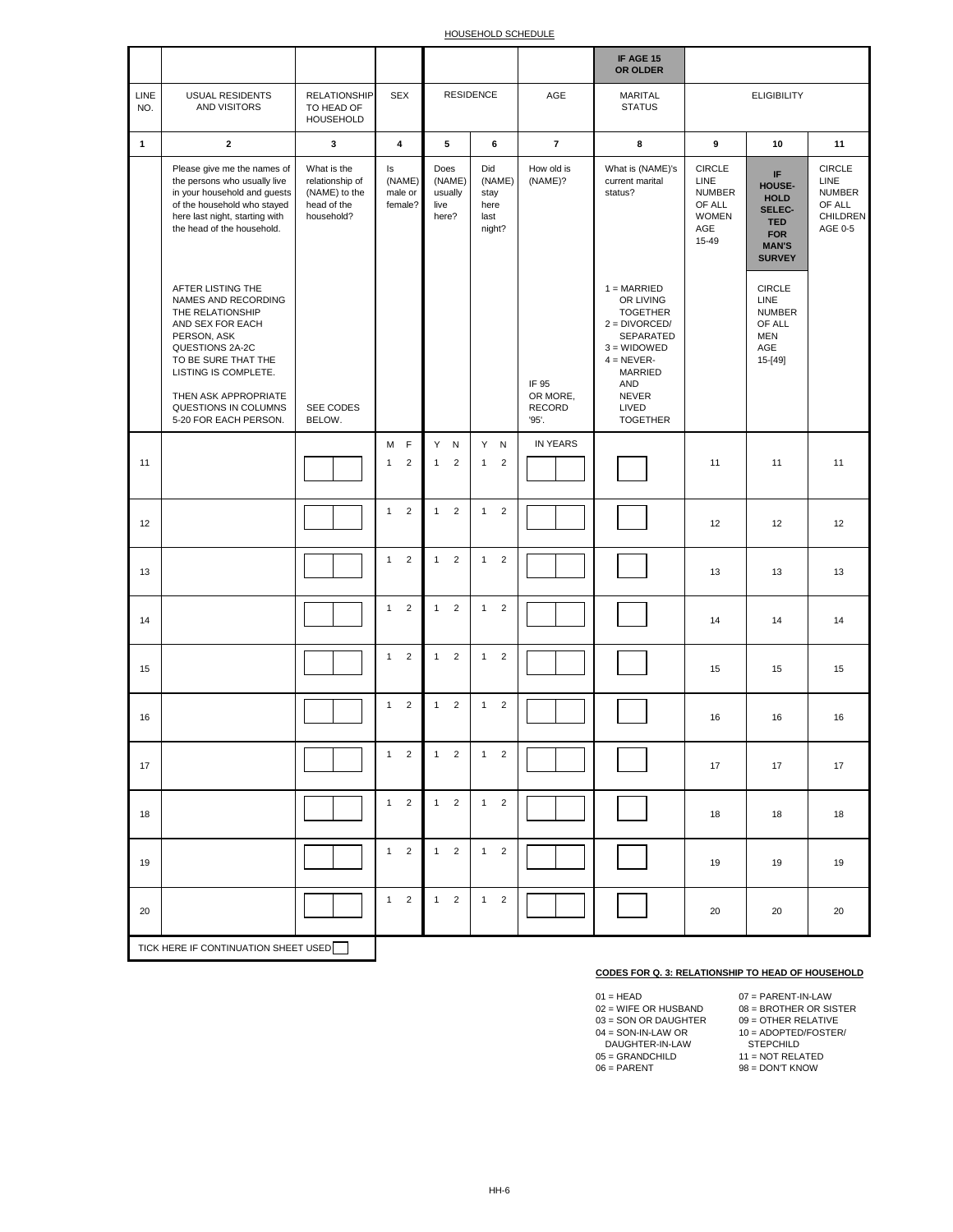HOUSEHOLD SCHEDULE

| | | | | | | | IF AGE 15 OR OLDER | | | |
|---|---|---|---|---|---|---|---|---|---|---|
| LINE NO. | USUAL RESIDENTS AND VISITORS | RELATIONSHIP TO HEAD OF HOUSEHOLD | SEX | RESIDENCE | | AGE | MARITAL STATUS | ELIGIBILITY | | |
| 1 | 2 | 3 | 4 | 5 | 6 | 7 | 8 | 9 | 10 | 11 |
| | Please give me the names of the persons who usually live in your household and guests of the household who stayed here last night, starting with the head of the household. | What is the relationship of (NAME) to the head of the household? | Is (NAME) male or female? | Does (NAME) usually live here? | Did (NAME) stay here last night? | How old is (NAME)? | What is (NAME)'s current marital status? | CIRCLE LINE NUMBER OF ALL WOMEN AGE 15-49 | **IF HOUSEHOLD SELECTED FOR MAN'S SURVEY** | CIRCLE LINE NUMBER OF ALL CHILDREN AGE 0-5 |
| | AFTER LISTING THE NAMES AND RECORDING THE RELATIONSHIP AND SEX FOR EACH PERSON, ASK QUESTIONS 2A-2C TO BE SURE THAT THE LISTING IS COMPLETE. THEN ASK APPROPRIATE QUESTIONS IN COLUMNS 5-20 FOR EACH PERSON. | SEE CODES BELOW. | | | | IF 95 OR MORE, RECORD '95'. | 1 = MARRIED OR LIVING TOGETHER 2 = DIVORCED/ SEPARATED 3 = WIDOWED 4 = NEVER-MARRIED AND NEVER LIVED TOGETHER | | CIRCLE LINE NUMBER OF ALL MEN AGE 15-[49] | |
| | | | M F | Y N | Y N | IN YEARS | | | | |
| 11 | | | 1 2 | 1 2 | 1 2 | | | 11 | 11 | 11 |
| 12 | | | 1 2 | 1 2 | 1 2 | | | 12 | 12 | 12 |
| 13 | | | 1 2 | 1 2 | 1 2 | | | 13 | 13 | 13 |
| 14 | | | 1 2 | 1 2 | 1 2 | | | 14 | 14 | 14 |
| 15 | | | 1 2 | 1 2 | 1 2 | | | 15 | 15 | 15 |
| 16 | | | 1 2 | 1 2 | 1 2 | | | 16 | 16 | 16 |
| 17 | | | 1 2 | 1 2 | 1 2 | | | 17 | 17 | 17 |
| 18 | | | 1 2 | 1 2 | 1 2 | | | 18 | 18 | 18 |
| 19 | | | 1 2 | 1 2 | 1 2 | | | 19 | 19 | 19 |
| 20 | | | 1 2 | 1 2 | 1 2 | | | 20 | 20 | 20 |

TICK HERE IF CONTINUATION SHEET USED ☐

**CODES FOR Q. 3: RELATIONSHIP TO HEAD OF HOUSEHOLD**

01 = HEAD
02 = WIFE OR HUSBAND
03 = SON OR DAUGHTER
04 = SON-IN-LAW OR DAUGHTER-IN-LAW
05 = GRANDCHILD
06 = PARENT
07 = PARENT-IN-LAW
08 = BROTHER OR SISTER
09 = OTHER RELATIVE
10 = ADOPTED/FOSTER/ STEPCHILD
11 = NOT RELATED
98 = DON'T KNOW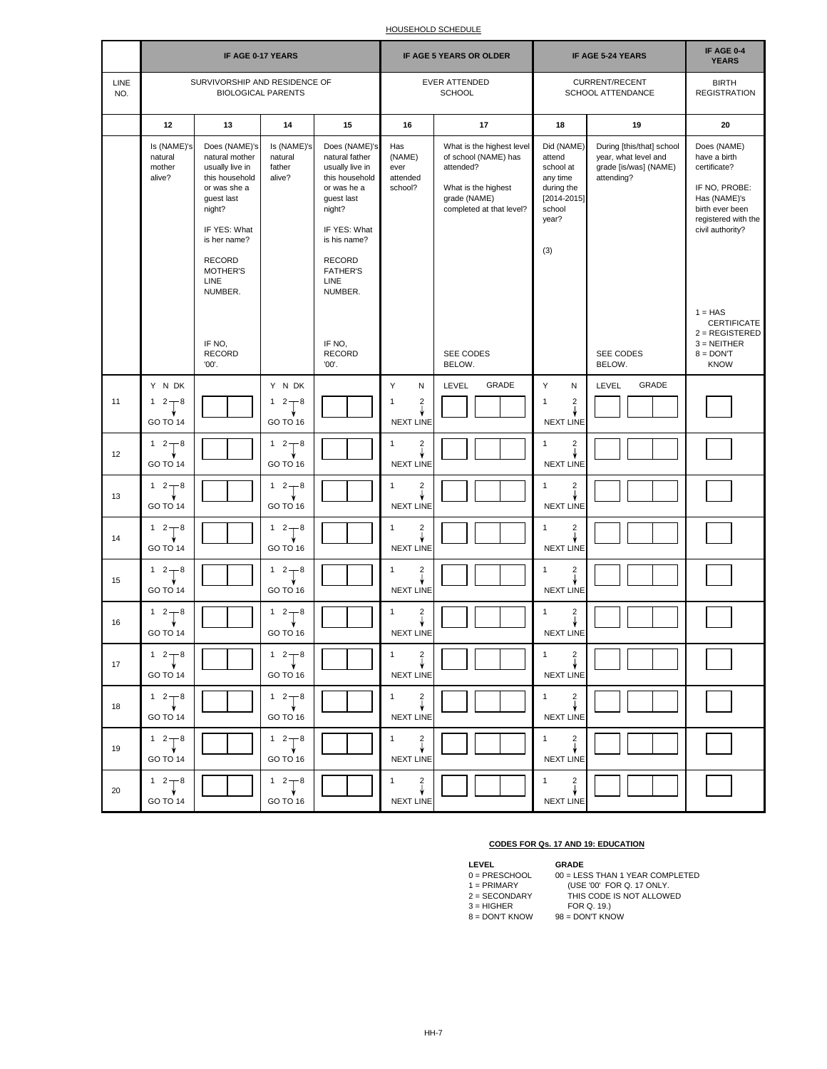HOUSEHOLD SCHEDULE

| LINE NO. | IF AGE 0-17 YEARS | | | | IF AGE 5 YEARS OR OLDER | | IF AGE 5-24 YEARS | | IF AGE 0-4 YEARS |
|---|---|---|---|---|---|---|---|---|---|
| | SURVIVORSHIP AND RESIDENCE OF BIOLOGICAL PARENTS | | | | EVER ATTENDED SCHOOL | | CURRENT/RECENT SCHOOL ATTENDANCE | | BIRTH REGISTRATION |
| | 12 | 13 | 14 | 15 | 16 | 17 | 18 | 19 | 20 |
| | Is (NAME)'s natural mother alive? | Does (NAME)'s natural mother usually live in this household or was she a guest last night? IF YES: What is her name? RECORD MOTHER'S LINE NUMBER. IF NO, RECORD '00'. | Is (NAME)'s natural father alive? | Does (NAME)'s natural father usually live in this household or was he a guest last night? IF YES: What is his name? RECORD FATHER'S LINE NUMBER. IF NO, RECORD '00'. | Has (NAME) ever attended school? | What is the highest level of school (NAME) has attended? What is the highest grade (NAME) completed at that level? SEE CODES BELOW. | Did (NAME) attend school at any time during the [2014-2015] school year? (3) | During [this/that] school year, what level and grade [is/was] (NAME) attending? SEE CODES BELOW. | Does (NAME) have a birth certificate? IF NO, PROBE: Has (NAME)'s birth ever been registered with the civil authority? 1 = HAS CERTIFICATE 2 = REGISTERED 3 = NEITHER 8 = DON'T KNOW |
| | Y N DK | | Y N DK | | Y N | LEVEL GRADE | Y N | LEVEL GRADE | |
| 11 | 1 2 8 GO TO 14 | | 1 2 8 GO TO 16 | | 1 2 NEXT LINE | | 1 2 NEXT LINE | | |
| 12 | 1 2 8 GO TO 14 | | 1 2 8 GO TO 16 | | 1 2 NEXT LINE | | 1 2 NEXT LINE | | |
| 13 | 1 2 8 GO TO 14 | | 1 2 8 GO TO 16 | | 1 2 NEXT LINE | | 1 2 NEXT LINE | | |
| 14 | 1 2 8 GO TO 14 | | 1 2 8 GO TO 16 | | 1 2 NEXT LINE | | 1 2 NEXT LINE | | |
| 15 | 1 2 8 GO TO 14 | | 1 2 8 GO TO 16 | | 1 2 NEXT LINE | | 1 2 NEXT LINE | | |
| 16 | 1 2 8 GO TO 14 | | 1 2 8 GO TO 16 | | 1 2 NEXT LINE | | 1 2 NEXT LINE | | |
| 17 | 1 2 8 GO TO 14 | | 1 2 8 GO TO 16 | | 1 2 NEXT LINE | | 1 2 NEXT LINE | | |
| 18 | 1 2 8 GO TO 14 | | 1 2 8 GO TO 16 | | 1 2 NEXT LINE | | 1 2 NEXT LINE | | |
| 19 | 1 2 8 GO TO 14 | | 1 2 8 GO TO 16 | | 1 2 NEXT LINE | | 1 2 NEXT LINE | | |
| 20 | 1 2 8 GO TO 14 | | 1 2 8 GO TO 16 | | 1 2 NEXT LINE | | 1 2 NEXT LINE | | |

**CODES FOR Qs. 17 AND 19: EDUCATION**

| LEVEL | GRADE |
|---|---|
| 0 = PRESCHOOL | 00 = LESS THAN 1 YEAR COMPLETED (USE '00' FOR Q. 17 ONLY. THIS CODE IS NOT ALLOWED FOR Q. 19.) |
| 1 = PRIMARY | 98 = DON'T KNOW |
| 2 = SECONDARY | |
| 3 = HIGHER | |
| 8 = DON'T KNOW | |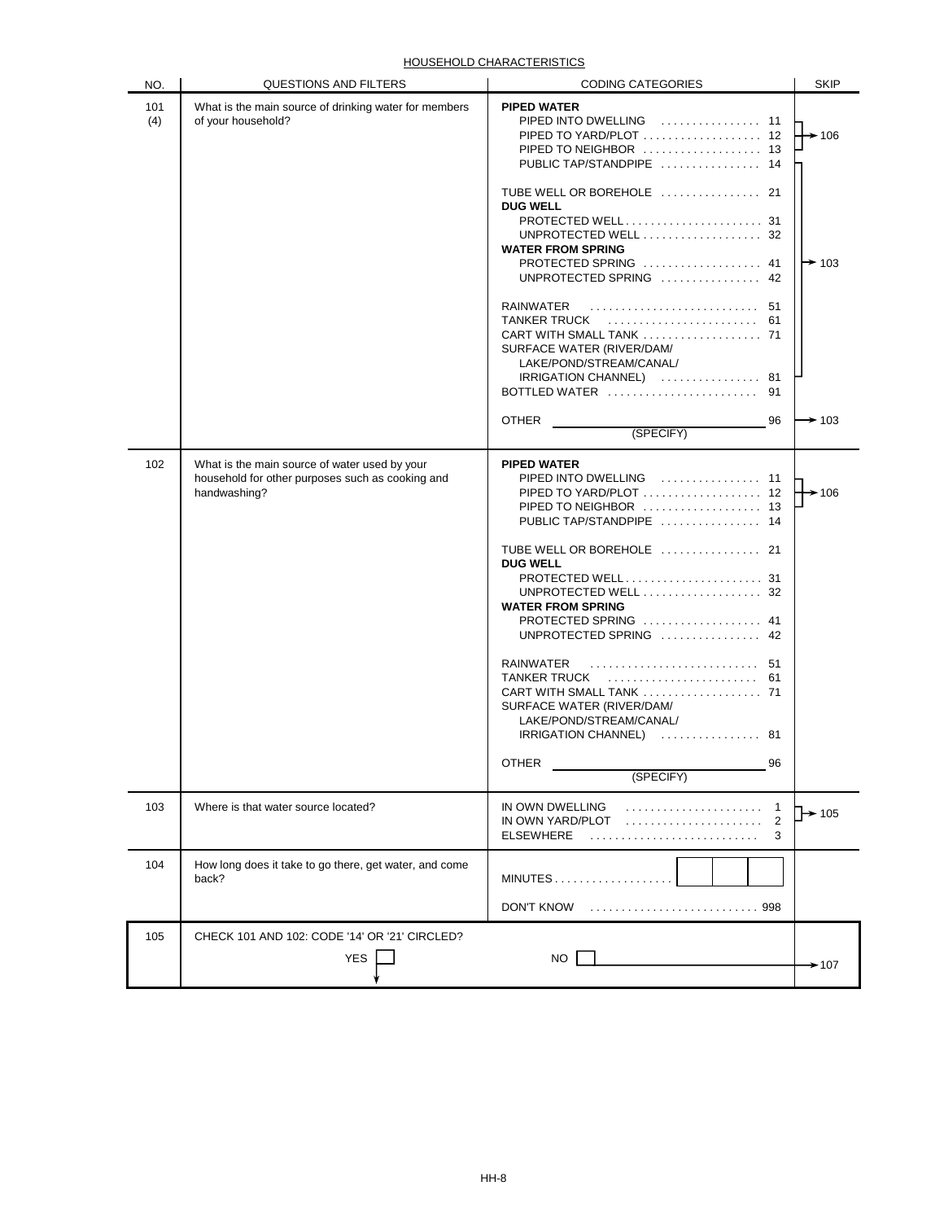HOUSEHOLD CHARACTERISTICS

| NO. | QUESTIONS AND FILTERS | CODING CATEGORIES | SKIP |
|---|---|---|---|
| 101 (4) | What is the main source of drinking water for members of your household? | **PIPED WATER**<br>PIPED INTO DWELLING ........ 11<br>PIPED TO YARD/PLOT ........ 12<br>PIPED TO NEIGHBOR ........ 13<br>PUBLIC TAP/STANDPIPE ........ 14<br><br>TUBE WELL OR BOREHOLE ........ 21<br>**DUG WELL**<br>PROTECTED WELL ........ 31<br>UNPROTECTED WELL ........ 32<br>**WATER FROM SPRING**<br>PROTECTED SPRING ........ 41<br>UNPROTECTED SPRING ........ 42<br><br>RAINWATER ........ 51<br>TANKER TRUCK ........ 61<br>CART WITH SMALL TANK ........ 71<br>SURFACE WATER (RIVER/DAM/ LAKE/POND/STREAM/CANAL/ IRRIGATION CHANNEL) ........ 81<br>BOTTLED WATER ........ 91<br><br>OTHER ______ (SPECIFY) ........ 96 | 11–12 → 106<br><br>14–81 → 103<br><br><br>96 → 103 |
| 102 | What is the main source of water used by your household for other purposes such as cooking and handwashing? | **PIPED WATER**<br>PIPED INTO DWELLING ........ 11<br>PIPED TO YARD/PLOT ........ 12<br>PIPED TO NEIGHBOR ........ 13<br>PUBLIC TAP/STANDPIPE ........ 14<br><br>TUBE WELL OR BOREHOLE ........ 21<br>**DUG WELL**<br>PROTECTED WELL ........ 31<br>UNPROTECTED WELL ........ 32<br>**WATER FROM SPRING**<br>PROTECTED SPRING ........ 41<br>UNPROTECTED SPRING ........ 42<br><br>RAINWATER ........ 51<br>TANKER TRUCK ........ 61<br>CART WITH SMALL TANK ........ 71<br>SURFACE WATER (RIVER/DAM/ LAKE/POND/STREAM/CANAL/ IRRIGATION CHANNEL) ........ 81<br><br>OTHER ______ (SPECIFY) ........ 96 | 11–12 → 106 |
| 103 | Where is that water source located? | IN OWN DWELLING ........ 1<br>IN OWN YARD/PLOT ........ 2<br>ELSEWHERE ........ 3 | 1–2 → 105 |
| 104 | How long does it take to go there, get water, and come back? | MINUTES ........ [ ][ ][ ]<br><br>DON'T KNOW ........ 998 | |
| 105 | CHECK 101 AND 102: CODE '14' OR '21' CIRCLED?<br>YES [ ] ↓ | NO [ ] | → 107 |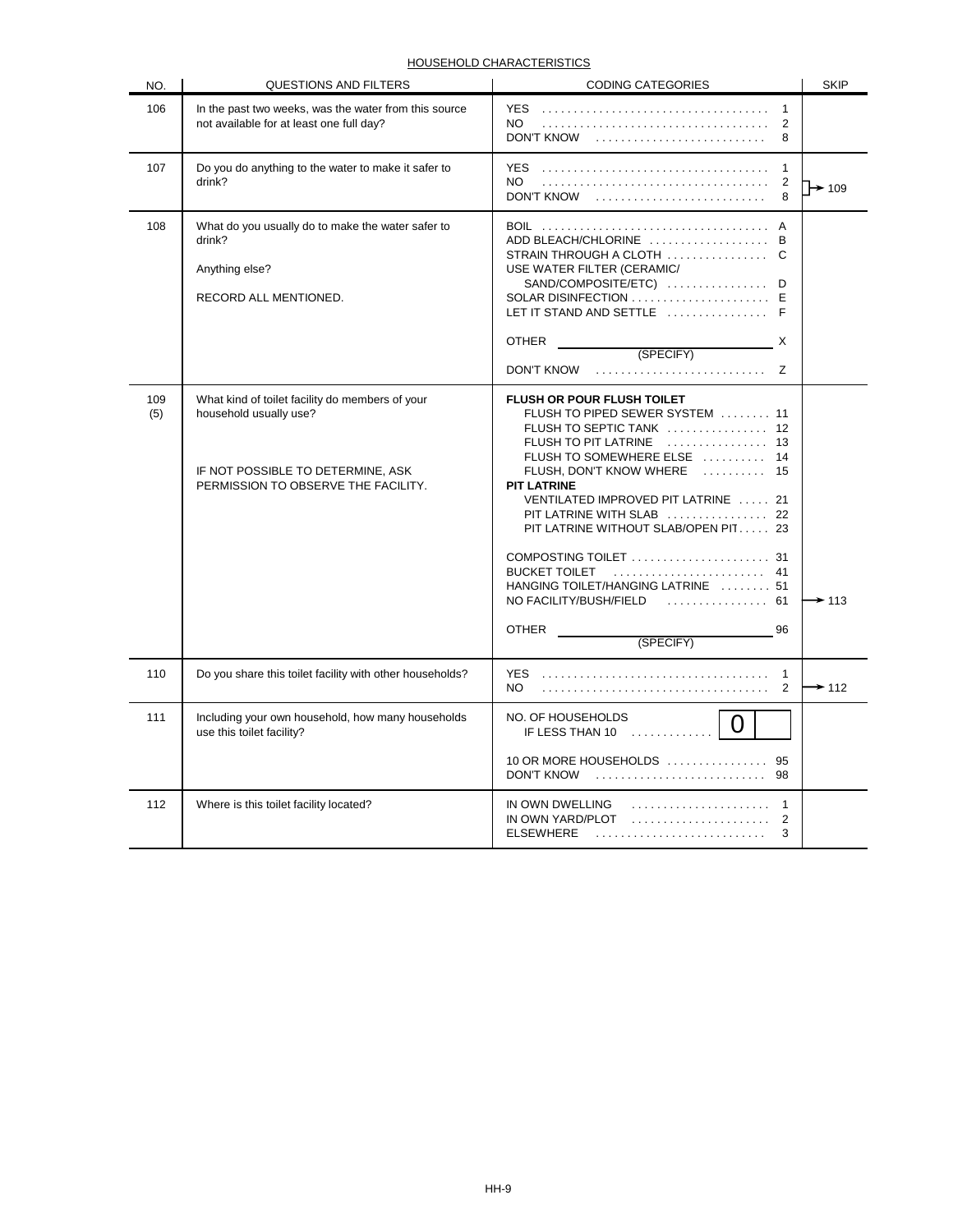## HOUSEHOLD CHARACTERISTICS

| NO. | QUESTIONS AND FILTERS | CODING CATEGORIES | SKIP |
|---|---|---|---|
| 106 | In the past two weeks, was the water from this source not available for at least one full day? | YES . . . . . . . . . . 1<br>NO . . . . . . . . . . 2<br>DON'T KNOW . . . . . . . . . . 8 | |
| 107 | Do you do anything to the water to make it safer to drink? | YES . . . . . . . . . . 1<br>NO . . . . . . . . . . 2<br>DON'T KNOW . . . . . . . . . . 8 | NO, DON'T KNOW → 109 |
| 108 | What do you usually do to make the water safer to drink?<br><br>Anything else?<br><br>RECORD ALL MENTIONED. | BOIL . . . . . . . . . . A<br>ADD BLEACH/CHLORINE . . . . . . . . . . B<br>STRAIN THROUGH A CLOTH . . . . . . . . . . C<br>USE WATER FILTER (CERAMIC/ SAND/COMPOSITE/ETC) . . . . . . . . . . D<br>SOLAR DISINFECTION . . . . . . . . . . E<br>LET IT STAND AND SETTLE . . . . . . . . . . F<br><br>OTHER ______________ X<br>(SPECIFY)<br>DON'T KNOW . . . . . . . . . . Z | |
| 109<br>(5) | What kind of toilet facility do members of your household usually use?<br><br>IF NOT POSSIBLE TO DETERMINE, ASK PERMISSION TO OBSERVE THE FACILITY. | **FLUSH OR POUR FLUSH TOILET**<br>FLUSH TO PIPED SEWER SYSTEM . . . . . . . . 11<br>FLUSH TO SEPTIC TANK . . . . . . . . . . 12<br>FLUSH TO PIT LATRINE . . . . . . . . . . 13<br>FLUSH TO SOMEWHERE ELSE . . . . . . . . . . 14<br>FLUSH, DON'T KNOW WHERE . . . . . . . . . . 15<br>**PIT LATRINE**<br>VENTILATED IMPROVED PIT LATRINE . . . . . 21<br>PIT LATRINE WITH SLAB . . . . . . . . . . 22<br>PIT LATRINE WITHOUT SLAB/OPEN PIT . . . . . 23<br><br>COMPOSTING TOILET . . . . . . . . . . 31<br>BUCKET TOILET . . . . . . . . . . 41<br>HANGING TOILET/HANGING LATRINE . . . . . . . . 51<br>NO FACILITY/BUSH/FIELD . . . . . . . . . . 61<br><br>OTHER ______________ 96<br>(SPECIFY) | NO FACILITY/BUSH/FIELD → 113 |
| 110 | Do you share this toilet facility with other households? | YES . . . . . . . . . . 1<br>NO . . . . . . . . . . 2 | NO → 112 |
| 111 | Including your own household, how many households use this toilet facility? | NO. OF HOUSEHOLDS IF LESS THAN 10 . . . . . . . . . . [0][ ]<br><br>10 OR MORE HOUSEHOLDS . . . . . . . . . . 95<br>DON'T KNOW . . . . . . . . . . 98 | |
| 112 | Where is this toilet facility located? | IN OWN DWELLING . . . . . . . . . . 1<br>IN OWN YARD/PLOT . . . . . . . . . . 2<br>ELSEWHERE . . . . . . . . . . 3 | |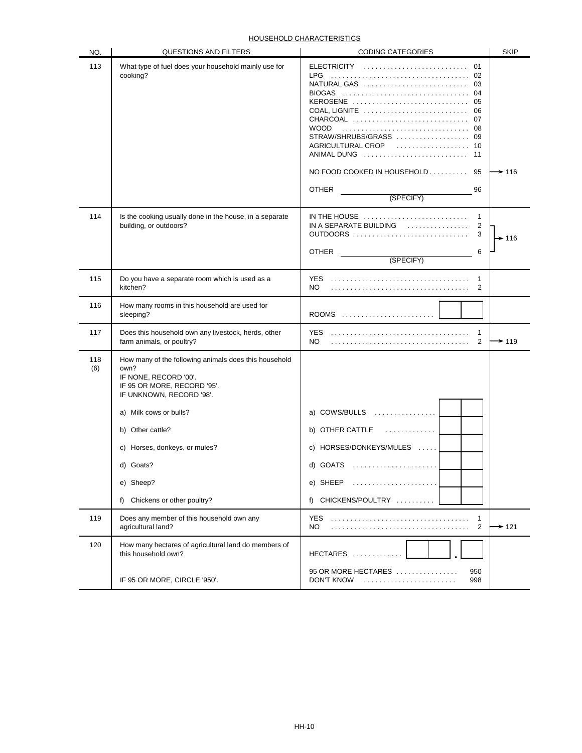## HOUSEHOLD CHARACTERISTICS

| NO. | QUESTIONS AND FILTERS | CODING CATEGORIES | SKIP |
|---|---|---|---|
| 113 | What type of fuel does your household mainly use for cooking? | ELECTRICITY . . . . . 01<br>LPG . . . . . 02<br>NATURAL GAS . . . . . 03<br>BIOGAS . . . . . 04<br>KEROSENE . . . . . 05<br>COAL, LIGNITE . . . . . 06<br>CHARCOAL . . . . . 07<br>WOOD . . . . . 08<br>STRAW/SHRUBS/GRASS . . . . . 09<br>AGRICULTURAL CROP . . . . . 10<br>ANIMAL DUNG . . . . . 11<br><br>NO FOOD COOKED IN HOUSEHOLD . . . . . 95<br><br>OTHER ________ 96<br>(SPECIFY) | <br><br><br><br><br><br><br><br><br><br><br><br>95 → 116 |
| 114 | Is the cooking usually done in the house, in a separate building, or outdoors? | IN THE HOUSE . . . . . 1<br>IN A SEPARATE BUILDING . . . . . 2<br>OUTDOORS . . . . . 3<br><br>OTHER ________ 6<br>(SPECIFY) | 2, 3, 6 → 116 |
| 115 | Do you have a separate room which is used as a kitchen? | YES . . . . . 1<br>NO . . . . . 2 | |
| 116 | How many rooms in this household are used for sleeping? | ROOMS . . . . . [ ][ ] | |
| 117 | Does this household own any livestock, herds, other farm animals, or poultry? | YES . . . . . 1<br>NO . . . . . 2 | <br>2 → 119 |
| 118<br>(6) | How many of the following animals does this household own?<br>IF NONE, RECORD '00'.<br>IF 95 OR MORE, RECORD '95'.<br>IF UNKNOWN, RECORD '98'.<br><br>a) Milk cows or bulls?<br>b) Other cattle?<br>c) Horses, donkeys, or mules?<br>d) Goats?<br>e) Sheep?<br>f) Chickens or other poultry? | <br><br><br><br><br>a) COWS/BULLS . . . . . [ ][ ]<br>b) OTHER CATTLE . . . . . [ ][ ]<br>c) HORSES/DONKEYS/MULES . . . . . [ ][ ]<br>d) GOATS . . . . . [ ][ ]<br>e) SHEEP . . . . . [ ][ ]<br>f) CHICKENS/POULTRY . . . . . [ ][ ] | |
| 119 | Does any member of this household own any agricultural land? | YES . . . . . 1<br>NO . . . . . 2 | <br>2 → 121 |
| 120 | How many hectares of agricultural land do members of this household own?<br><br>IF 95 OR MORE, CIRCLE '950'. | HECTARES . . . . . [ ][ ].[ ]<br><br>95 OR MORE HECTARES . . . . . 950<br>DON'T KNOW . . . . . 998 | |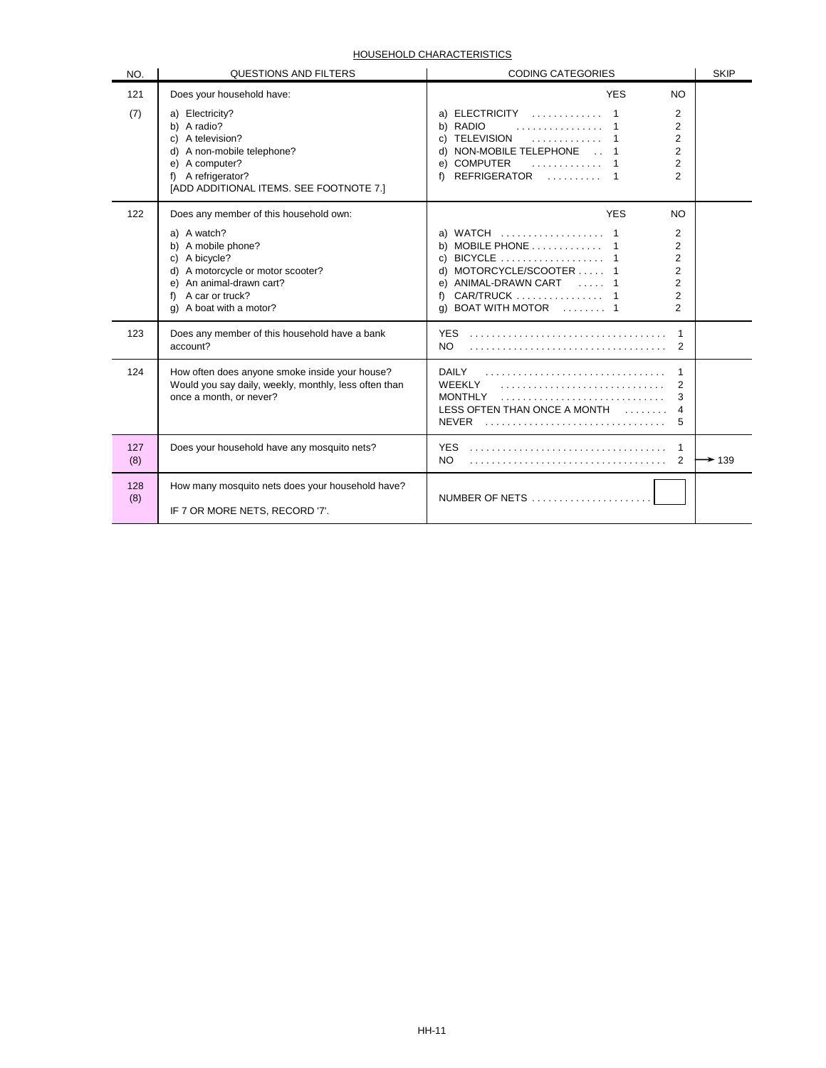## HOUSEHOLD CHARACTERISTICS

| NO. | QUESTIONS AND FILTERS | CODING CATEGORIES | SKIP |
|---|---|---|---|
| 121<br>(7) | Does your household have:<br>a) Electricity?<br>b) A radio?<br>c) A television?<br>d) A non-mobile telephone?<br>e) A computer?<br>f) A refrigerator?<br>[ADD ADDITIONAL ITEMS. SEE FOOTNOTE 7.] | YES NO<br>a) ELECTRICITY . . . . . . . . . . . . . 1 2<br>b) RADIO . . . . . . . . . . . . . . . . 1 2<br>c) TELEVISION . . . . . . . . . . . . . 1 2<br>d) NON-MOBILE TELEPHONE . . 1 2<br>e) COMPUTER . . . . . . . . . . . . . 1 2<br>f) REFRIGERATOR . . . . . . . . . . 1 2 | |
| 122 | Does any member of this household own:<br>a) A watch?<br>b) A mobile phone?<br>c) A bicycle?<br>d) A motorcycle or motor scooter?<br>e) An animal-drawn cart?<br>f) A car or truck?<br>g) A boat with a motor? | YES NO<br>a) WATCH . . . . . . . . . . . . . . . . . . 1 2<br>b) MOBILE PHONE . . . . . . . . . . . . . 1 2<br>c) BICYCLE . . . . . . . . . . . . . . . . . . 1 2<br>d) MOTORCYCLE/SCOOTER . . . . . 1 2<br>e) ANIMAL-DRAWN CART . . . . . 1 2<br>f) CAR/TRUCK . . . . . . . . . . . . . . . . 1 2<br>g) BOAT WITH MOTOR . . . . . . . . 1 2 | |
| 123 | Does any member of this household have a bank account? | YES . . . . . . . . . . . . . . . . . . . . . . . . . . . . . . . . . . . 1<br>NO . . . . . . . . . . . . . . . . . . . . . . . . . . . . . . . . . . . 2 | |
| 124 | How often does anyone smoke inside your house? Would you say daily, weekly, monthly, less often than once a month, or never? | DAILY . . . . . . . . . . . . . . . . . . . . . . . . . . . . . . . . 1<br>WEEKLY . . . . . . . . . . . . . . . . . . . . . . . . . . . . . 2<br>MONTHLY . . . . . . . . . . . . . . . . . . . . . . . . . . . . . 3<br>LESS OFTEN THAN ONCE A MONTH . . . . . . . . 4<br>NEVER . . . . . . . . . . . . . . . . . . . . . . . . . . . . . . . . 5 | |
| 127<br>(8) | Does your household have any mosquito nets? | YES . . . . . . . . . . . . . . . . . . . . . . . . . . . . . . . . . . . 1<br>NO . . . . . . . . . . . . . . . . . . . . . . . . . . . . . . . . . . . 2 | <br>→ 139 |
| 128<br>(8) | How many mosquito nets does your household have?<br>IF 7 OR MORE NETS, RECORD '7'. | NUMBER OF NETS . . . . . . . . . . . . . . . . . . . . . . [ ] | |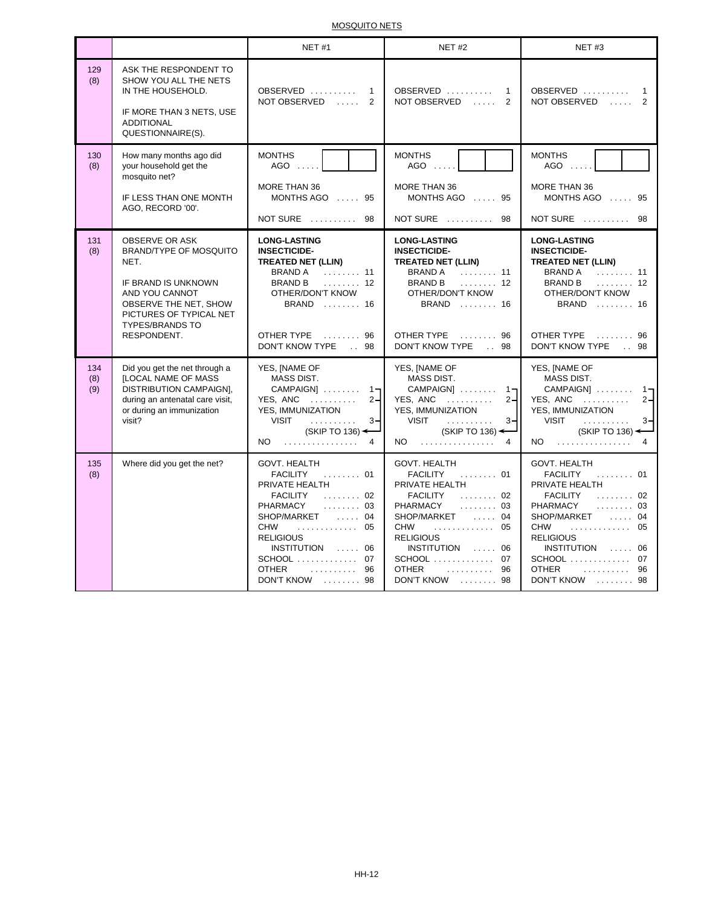## MOSQUITO NETS

| | | NET #1 | NET #2 | NET #3 |
|---|---|---|---|---|
| 129 (8) | ASK THE RESPONDENT TO SHOW YOU ALL THE NETS IN THE HOUSEHOLD.<br><br>IF MORE THAN 3 NETS, USE ADDITIONAL QUESTIONNAIRE(S). | OBSERVED . . . . . . . . . . 1<br>NOT OBSERVED . . . . . 2 | OBSERVED . . . . . . . . . . 1<br>NOT OBSERVED . . . . . 2 | OBSERVED . . . . . . . . . . 1<br>NOT OBSERVED . . . . . 2 |
| 130 (8) | How many months ago did your household get the mosquito net?<br><br>IF LESS THAN ONE MONTH AGO, RECORD '00'. | MONTHS AGO . . . . . [ ][ ]<br><br>MORE THAN 36 MONTHS AGO . . . . . 95<br><br>NOT SURE . . . . . . . . . . 98 | MONTHS AGO . . . . . [ ][ ]<br><br>MORE THAN 36 MONTHS AGO . . . . . 95<br><br>NOT SURE . . . . . . . . . . 98 | MONTHS AGO . . . . . [ ][ ]<br><br>MORE THAN 36 MONTHS AGO . . . . . 95<br><br>NOT SURE . . . . . . . . . . 98 |
| 131 (8) | OBSERVE OR ASK BRAND/TYPE OF MOSQUITO NET.<br><br>IF BRAND IS UNKNOWN AND YOU CANNOT OBSERVE THE NET, SHOW PICTURES OF TYPICAL NET TYPES/BRANDS TO RESPONDENT. | **LONG-LASTING INSECTICIDE-TREATED NET (LLIN)**<br>BRAND A . . . . . . . . 11<br>BRAND B . . . . . . . . 12<br>OTHER/DON'T KNOW BRAND . . . . . . . . 16<br><br>OTHER TYPE . . . . . . . . 96<br>DON'T KNOW TYPE . . 98 | **LONG-LASTING INSECTICIDE-TREATED NET (LLIN)**<br>BRAND A . . . . . . . . 11<br>BRAND B . . . . . . . . 12<br>OTHER/DON'T KNOW BRAND . . . . . . . . 16<br><br>OTHER TYPE . . . . . . . . 96<br>DON'T KNOW TYPE . . 98 | **LONG-LASTING INSECTICIDE-TREATED NET (LLIN)**<br>BRAND A . . . . . . . . 11<br>BRAND B . . . . . . . . 12<br>OTHER/DON'T KNOW BRAND . . . . . . . . 16<br><br>OTHER TYPE . . . . . . . . 96<br>DON'T KNOW TYPE . . 98 |
| 134 (8) (9) | Did you get the net through a [LOCAL NAME OF MASS DISTRIBUTION CAMPAIGN], during an antenatal care visit, or during an immunization visit? | YES, [NAME OF MASS DIST. CAMPAIGN] . . . . . . . . 1<br>YES, ANC . . . . . . . . . . 2<br>YES, IMMUNIZATION VISIT . . . . . . . . . . 3<br>(SKIP TO 136)<br>NO . . . . . . . . . . . . . . . . 4 | YES, [NAME OF MASS DIST. CAMPAIGN] . . . . . . . . 1<br>YES, ANC . . . . . . . . . . 2<br>YES, IMMUNIZATION VISIT . . . . . . . . . . 3<br>(SKIP TO 136)<br>NO . . . . . . . . . . . . . . . . 4 | YES, [NAME OF MASS DIST. CAMPAIGN] . . . . . . . . 1<br>YES, ANC . . . . . . . . . . 2<br>YES, IMMUNIZATION VISIT . . . . . . . . . . 3<br>(SKIP TO 136)<br>NO . . . . . . . . . . . . . . . . 4 |
| 135 (8) | Where did you get the net? | GOVT. HEALTH FACILITY . . . . . . . . 01<br>PRIVATE HEALTH FACILITY . . . . . . . . 02<br>PHARMACY . . . . . . . . 03<br>SHOP/MARKET . . . . . 04<br>CHW . . . . . . . . . . . . . 05<br>RELIGIOUS INSTITUTION . . . . . 06<br>SCHOOL . . . . . . . . . . . . . 07<br>OTHER . . . . . . . . . . 96<br>DON'T KNOW . . . . . . . . 98 | GOVT. HEALTH FACILITY . . . . . . . . 01<br>PRIVATE HEALTH FACILITY . . . . . . . . 02<br>PHARMACY . . . . . . . . 03<br>SHOP/MARKET . . . . . 04<br>CHW . . . . . . . . . . . . . 05<br>RELIGIOUS INSTITUTION . . . . . 06<br>SCHOOL . . . . . . . . . . . . . 07<br>OTHER . . . . . . . . . . 96<br>DON'T KNOW . . . . . . . . 98 | GOVT. HEALTH FACILITY . . . . . . . . 01<br>PRIVATE HEALTH FACILITY . . . . . . . . 02<br>PHARMACY . . . . . . . . 03<br>SHOP/MARKET . . . . . 04<br>CHW . . . . . . . . . . . . . 05<br>RELIGIOUS INSTITUTION . . . . . 06<br>SCHOOL . . . . . . . . . . . . . 07<br>OTHER . . . . . . . . . . 96<br>DON'T KNOW . . . . . . . . 98 |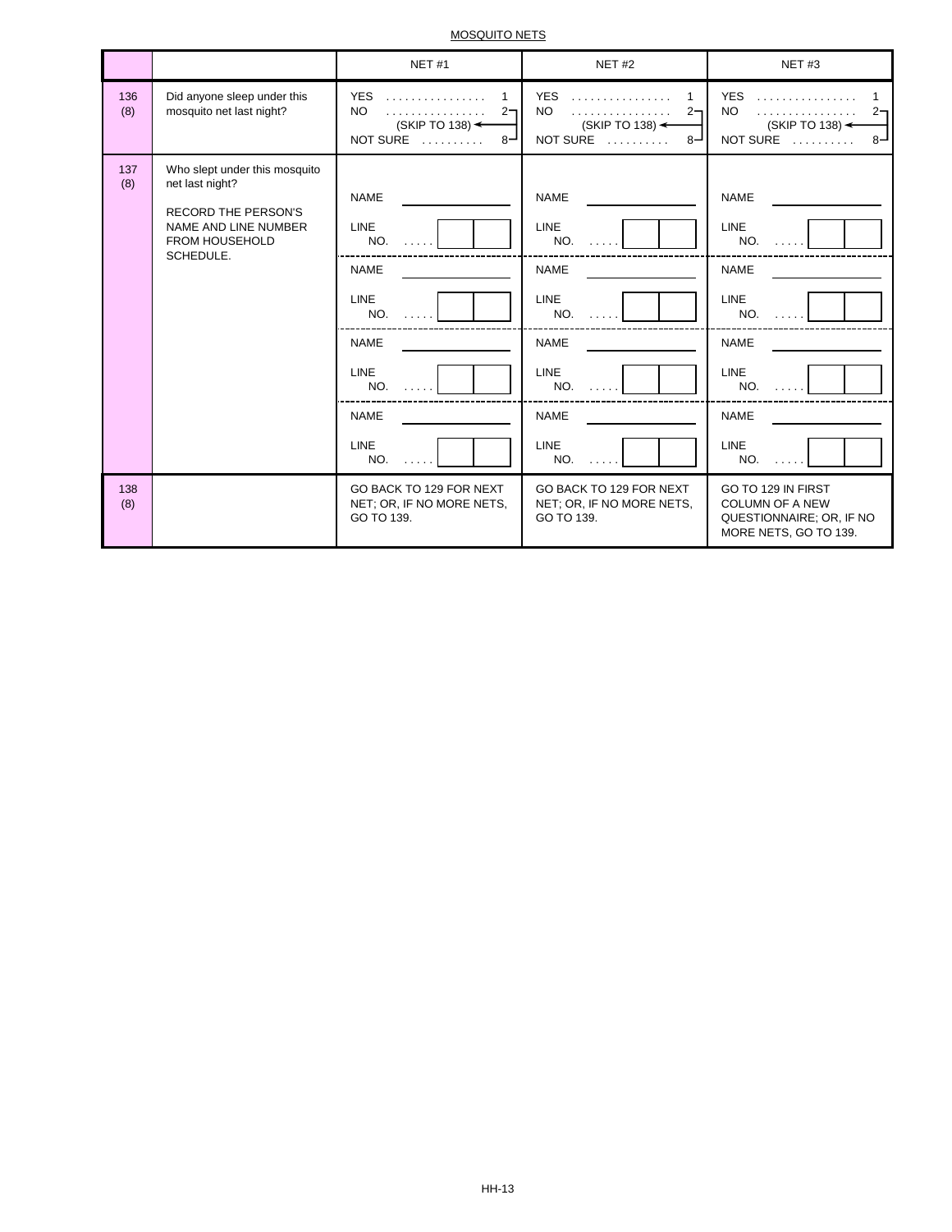MOSQUITO NETS

| | | NET #1 | NET #2 | NET #3 |
|---|---|---|---|---|
| 136 (8) | Did anyone sleep under this mosquito net last night? | YES . . . . . . . . . . . . . . . . 1<br>NO . . . . . . . . . . . . . . . . 2<br>(SKIP TO 138)<br>NOT SURE . . . . . . . . . . 8 | YES . . . . . . . . . . . . . . . . 1<br>NO . . . . . . . . . . . . . . . . 2<br>(SKIP TO 138)<br>NOT SURE . . . . . . . . . . 8 | YES . . . . . . . . . . . . . . . . 1<br>NO . . . . . . . . . . . . . . . . 2<br>(SKIP TO 138)<br>NOT SURE . . . . . . . . . . 8 |
| 137 (8) | Who slept under this mosquito net last night?<br><br>RECORD THE PERSON'S NAME AND LINE NUMBER FROM HOUSEHOLD SCHEDULE. | NAME ______________<br>LINE NO. . . . . . [ ][ ]<br><br>NAME ______________<br>LINE NO. . . . . . [ ][ ]<br><br>NAME ______________<br>LINE NO. . . . . . [ ][ ]<br><br>NAME ______________<br>LINE NO. . . . . . [ ][ ] | NAME ______________<br>LINE NO. . . . . . [ ][ ]<br><br>NAME ______________<br>LINE NO. . . . . . [ ][ ]<br><br>NAME ______________<br>LINE NO. . . . . . [ ][ ]<br><br>NAME ______________<br>LINE NO. . . . . . [ ][ ] | NAME ______________<br>LINE NO. . . . . . [ ][ ]<br><br>NAME ______________<br>LINE NO. . . . . . [ ][ ]<br><br>NAME ______________<br>LINE NO. . . . . . [ ][ ]<br><br>NAME ______________<br>LINE NO. . . . . . [ ][ ] |
| 138 (8) | | GO BACK TO 129 FOR NEXT NET; OR, IF NO MORE NETS, GO TO 139. | GO BACK TO 129 FOR NEXT NET; OR, IF NO MORE NETS, GO TO 139. | GO TO 129 IN FIRST COLUMN OF A NEW QUESTIONNAIRE; OR, IF NO MORE NETS, GO TO 139. |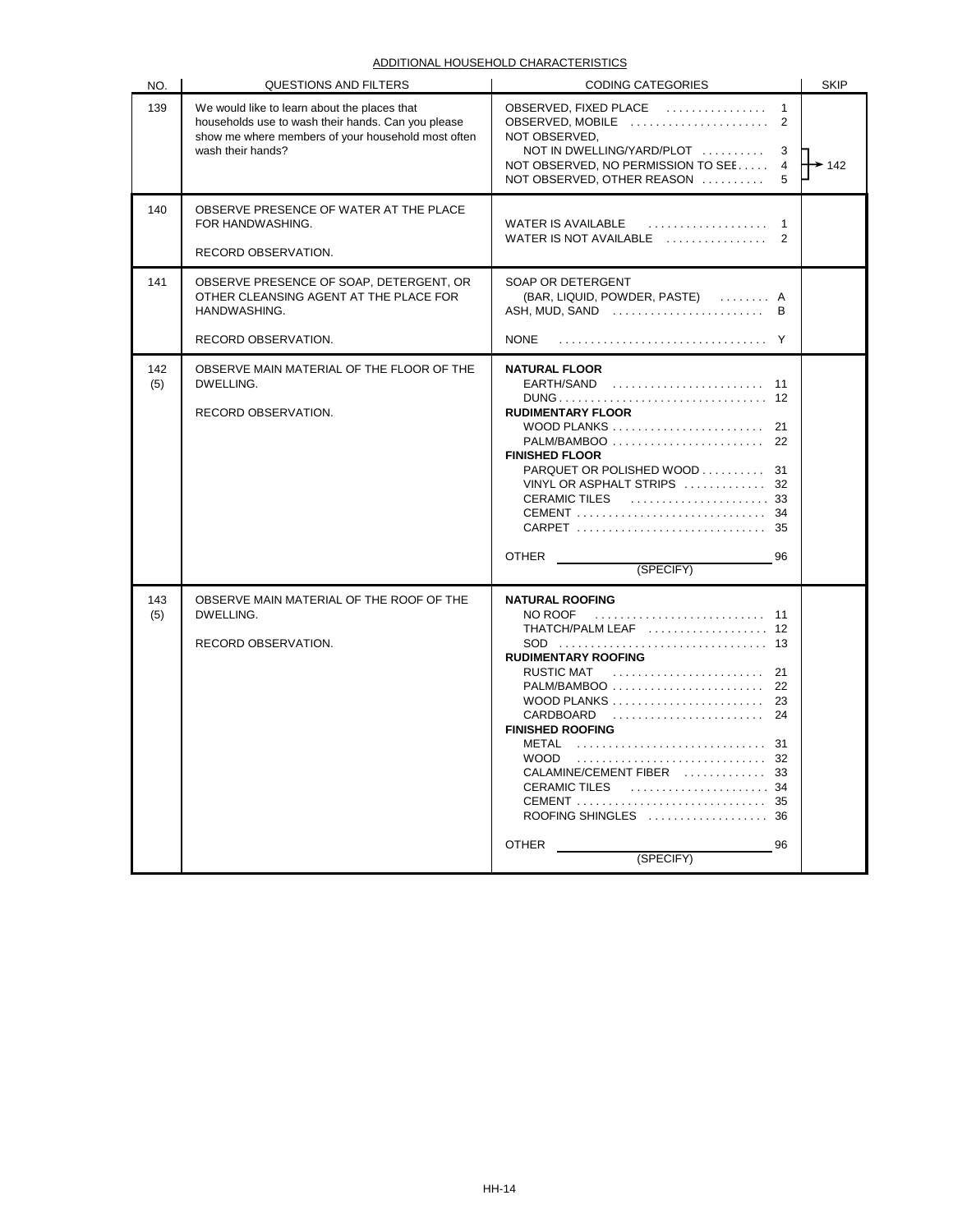ADDITIONAL HOUSEHOLD CHARACTERISTICS

| NO. | QUESTIONS AND FILTERS | CODING CATEGORIES | SKIP |
|---|---|---|---|
| 139 | We would like to learn about the places that households use to wash their hands. Can you please show me where members of your household most often wash their hands? | OBSERVED, FIXED PLACE . . . . . . . . . . . . . . . 1<br>OBSERVED, MOBILE . . . . . . . . . . . . . . . . . . . . . 2<br>NOT OBSERVED,<br>NOT IN DWELLING/YARD/PLOT . . . . . . . . . . 3<br>NOT OBSERVED, NO PERMISSION TO SEE . . . . . 4<br>NOT OBSERVED, OTHER REASON . . . . . . . . . . 5 | 3, 4, 5 → 142 |
| 140 | OBSERVE PRESENCE OF WATER AT THE PLACE FOR HANDWASHING.<br><br>RECORD OBSERVATION. | WATER IS AVAILABLE . . . . . . . . . . . . . . . . . . 1<br>WATER IS NOT AVAILABLE . . . . . . . . . . . . . . . . 2 | |
| 141 | OBSERVE PRESENCE OF SOAP, DETERGENT, OR OTHER CLEANSING AGENT AT THE PLACE FOR HANDWASHING.<br><br>RECORD OBSERVATION. | SOAP OR DETERGENT<br>(BAR, LIQUID, POWDER, PASTE) . . . . . . . . A<br>ASH, MUD, SAND . . . . . . . . . . . . . . . . . . . . . . . . B<br><br>NONE . . . . . . . . . . . . . . . . . . . . . . . . . . . . . . . . Y | |
| 142 (5) | OBSERVE MAIN MATERIAL OF THE FLOOR OF THE DWELLING.<br><br>RECORD OBSERVATION. | **NATURAL FLOOR**<br>EARTH/SAND . . . . . . . . . . . . . . . . . . . . . . . . 11<br>DUNG . . . . . . . . . . . . . . . . . . . . . . . . . . . . . . . . . 12<br>**RUDIMENTARY FLOOR**<br>WOOD PLANKS . . . . . . . . . . . . . . . . . . . . . . . . 21<br>PALM/BAMBOO . . . . . . . . . . . . . . . . . . . . . . . . 22<br>**FINISHED FLOOR**<br>PARQUET OR POLISHED WOOD . . . . . . . . . . 31<br>VINYL OR ASPHALT STRIPS . . . . . . . . . . . . . 32<br>CERAMIC TILES . . . . . . . . . . . . . . . . . . . . . . 33<br>CEMENT . . . . . . . . . . . . . . . . . . . . . . . . . . . . . . 34<br>CARPET . . . . . . . . . . . . . . . . . . . . . . . . . . . . . . 35<br><br>OTHER ______________________ 96<br>(SPECIFY) | |
| 143 (5) | OBSERVE MAIN MATERIAL OF THE ROOF OF THE DWELLING.<br><br>RECORD OBSERVATION. | **NATURAL ROOFING**<br>NO ROOF . . . . . . . . . . . . . . . . . . . . . . . . . . . 11<br>THATCH/PALM LEAF . . . . . . . . . . . . . . . . . . . 12<br>SOD . . . . . . . . . . . . . . . . . . . . . . . . . . . . . . . . . 13<br>**RUDIMENTARY ROOFING**<br>RUSTIC MAT . . . . . . . . . . . . . . . . . . . . . . . . 21<br>PALM/BAMBOO . . . . . . . . . . . . . . . . . . . . . . . . 22<br>WOOD PLANKS . . . . . . . . . . . . . . . . . . . . . . . . 23<br>CARDBOARD . . . . . . . . . . . . . . . . . . . . . . . . 24<br>**FINISHED ROOFING**<br>METAL . . . . . . . . . . . . . . . . . . . . . . . . . . . . . . 31<br>WOOD . . . . . . . . . . . . . . . . . . . . . . . . . . . . . . 32<br>CALAMINE/CEMENT FIBER . . . . . . . . . . . . . 33<br>CERAMIC TILES . . . . . . . . . . . . . . . . . . . . . . 34<br>CEMENT . . . . . . . . . . . . . . . . . . . . . . . . . . . . . . 35<br>ROOFING SHINGLES . . . . . . . . . . . . . . . . . . . 36<br><br>OTHER ______________________ 96<br>(SPECIFY) | |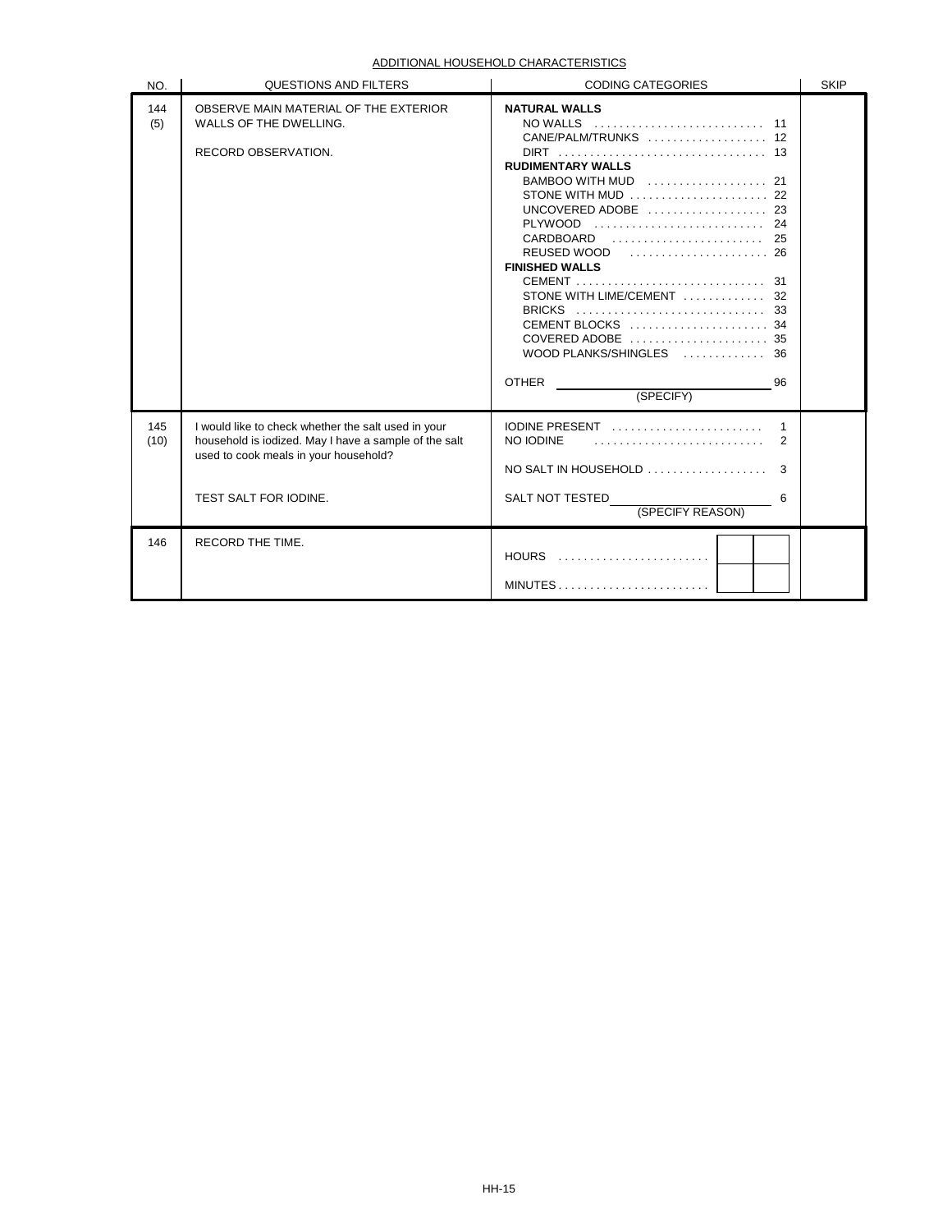## ADDITIONAL HOUSEHOLD CHARACTERISTICS

| NO. | QUESTIONS AND FILTERS | CODING CATEGORIES | SKIP |
|---|---|---|---|
| 144 (5) | OBSERVE MAIN MATERIAL OF THE EXTERIOR WALLS OF THE DWELLING.<br><br>RECORD OBSERVATION. | **NATURAL WALLS**<br>NO WALLS .......... 11<br>CANE/PALM/TRUNKS .......... 12<br>DIRT .......... 13<br>**RUDIMENTARY WALLS**<br>BAMBOO WITH MUD .......... 21<br>STONE WITH MUD .......... 22<br>UNCOVERED ADOBE .......... 23<br>PLYWOOD .......... 24<br>CARDBOARD .......... 25<br>REUSED WOOD .......... 26<br>**FINISHED WALLS**<br>CEMENT .......... 31<br>STONE WITH LIME/CEMENT .......... 32<br>BRICKS .......... 33<br>CEMENT BLOCKS .......... 34<br>COVERED ADOBE .......... 35<br>WOOD PLANKS/SHINGLES .......... 36<br><br>OTHER ______________ 96<br>(SPECIFY) | |
| 145 (10) | I would like to check whether the salt used in your household is iodized. May I have a sample of the salt used to cook meals in your household?<br><br>TEST SALT FOR IODINE. | IODINE PRESENT .......... 1<br>NO IODINE .......... 2<br><br>NO SALT IN HOUSEHOLD .......... 3<br><br>SALT NOT TESTED ______________ 6<br>(SPECIFY REASON) | |
| 146 | RECORD THE TIME. | HOURS .......... [ ][ ]<br><br>MINUTES .......... [ ][ ] | |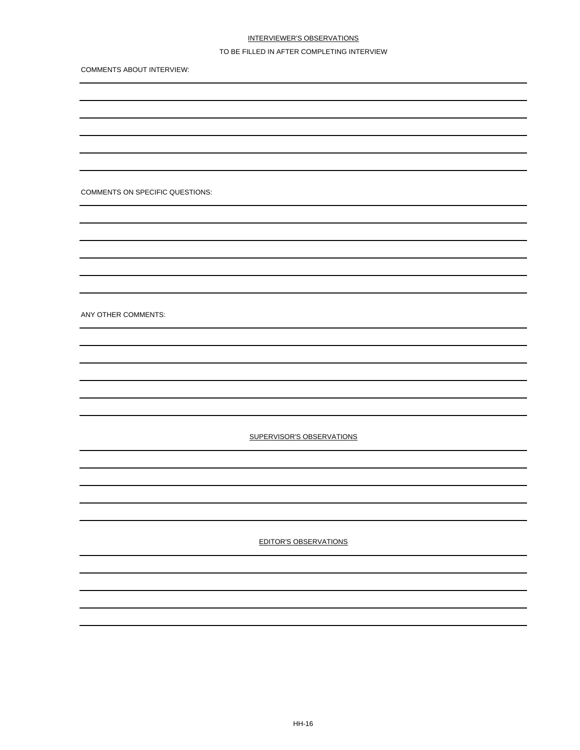## INTERVIEWER'S OBSERVATIONS

TO BE FILLED IN AFTER COMPLETING INTERVIEW

COMMENTS ABOUT INTERVIEW:

COMMENTS ON SPECIFIC QUESTIONS:

ANY OTHER COMMENTS:

## SUPERVISOR'S OBSERVATIONS

## EDITOR'S OBSERVATIONS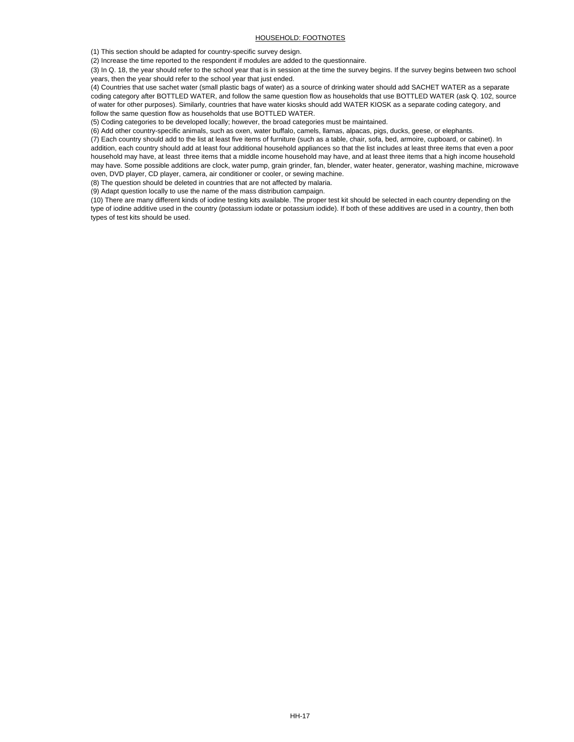## HOUSEHOLD: FOOTNOTES

(1) This section should be adapted for country-specific survey design.

(2) Increase the time reported to the respondent if modules are added to the questionnaire.

(3) In Q. 18, the year should refer to the school year that is in session at the time the survey begins. If the survey begins between two school years, then the year should refer to the school year that just ended.

(4) Countries that use sachet water (small plastic bags of water) as a source of drinking water should add SACHET WATER as a separate coding category after BOTTLED WATER, and follow the same question flow as households that use BOTTLED WATER (ask Q. 102, source of water for other purposes). Similarly, countries that have water kiosks should add WATER KIOSK as a separate coding category, and follow the same question flow as households that use BOTTLED WATER.

(5) Coding categories to be developed locally; however, the broad categories must be maintained.

(6) Add other country-specific animals, such as oxen, water buffalo, camels, llamas, alpacas, pigs, ducks, geese, or elephants.

(7) Each country should add to the list at least five items of furniture (such as a table, chair, sofa, bed, armoire, cupboard, or cabinet). In addition, each country should add at least four additional household appliances so that the list includes at least three items that even a poor household may have, at least three items that a middle income household may have, and at least three items that a high income household may have. Some possible additions are clock, water pump, grain grinder, fan, blender, water heater, generator, washing machine, microwave oven, DVD player, CD player, camera, air conditioner or cooler, or sewing machine.

(8) The question should be deleted in countries that are not affected by malaria.

(9) Adapt question locally to use the name of the mass distribution campaign.

(10) There are many different kinds of iodine testing kits available. The proper test kit should be selected in each country depending on the type of iodine additive used in the country (potassium iodate or potassium iodide). If both of these additives are used in a country, then both types of test kits should be used.